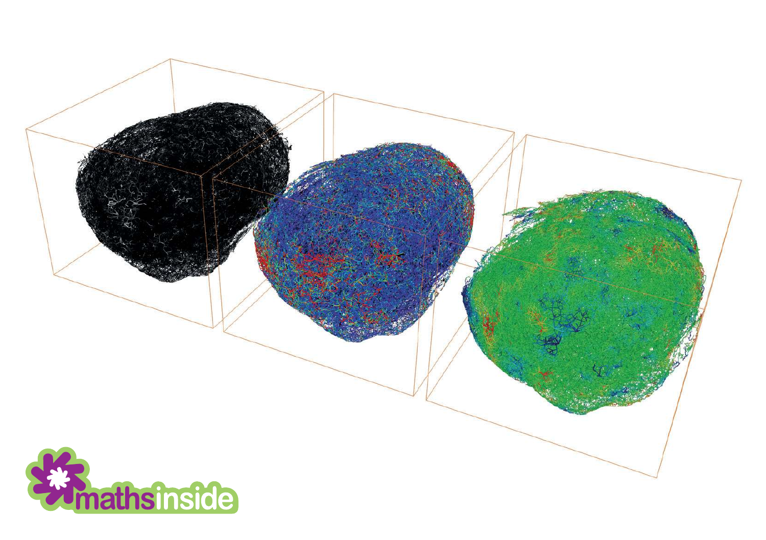maths inside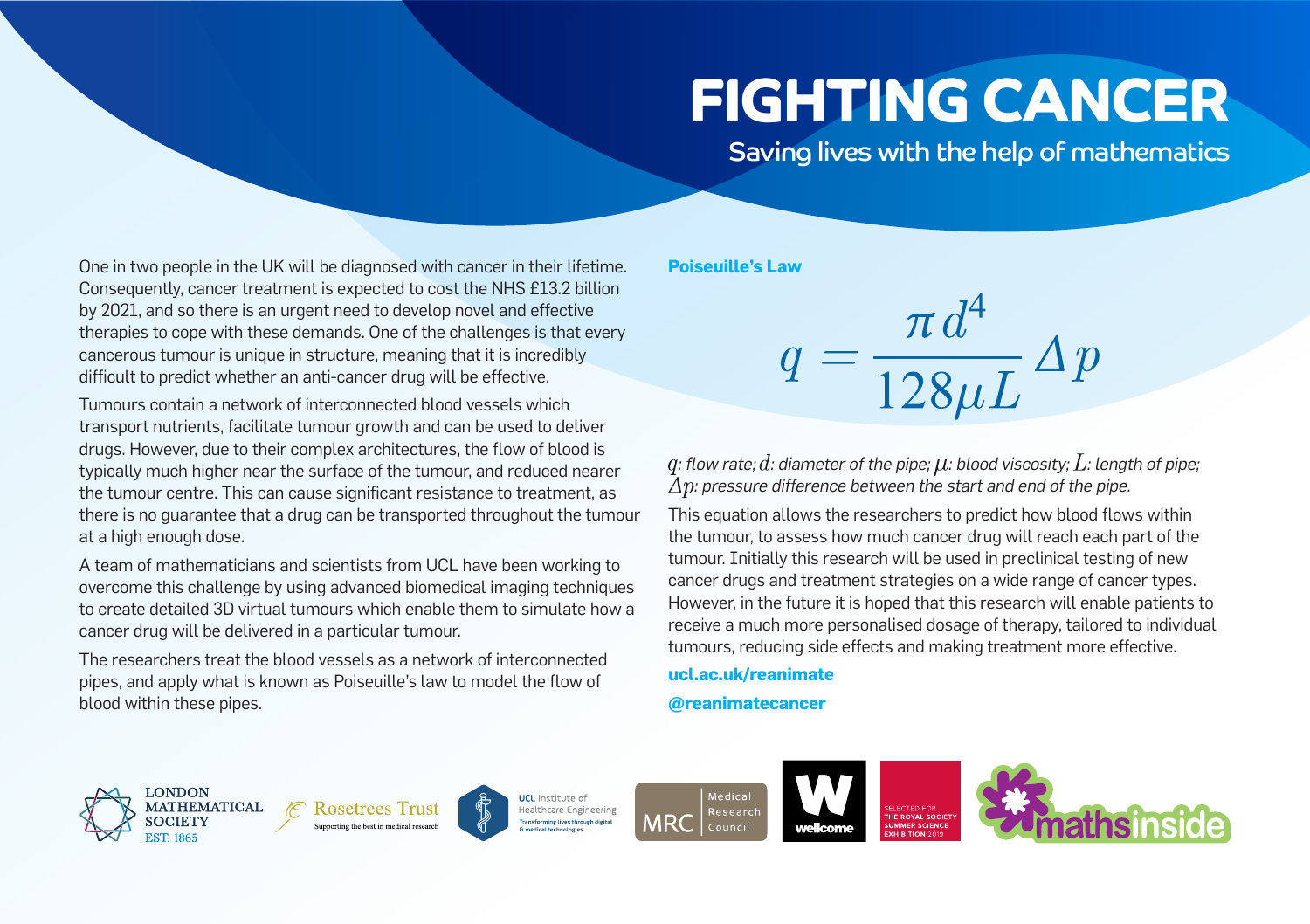# FIGHTING CANCER

## Saving lives with the help of mathematics

One in two people in the UK will be diagnosed with cancer in their lifetime. Consequently, cancer treatment is expected to cost the NHS £13.2 billion by 2021, and so there is an urgent need to develop novel and effective therapies to cope with these demands. One of the challenges is that every cancerous tumour is unique in structure, meaning that it is incredibly difficult to predict whether an anti-cancer drug will be effective.

Tumours contain a network of interconnected blood vessels which transport nutrients, facilitate tumour growth and can be used to deliver drugs. However, due to their complex architectures, the flow of blood is typically much higher near the surface of the tumour, and reduced nearer the tumour centre. This can cause significant resistance to treatment, as there is no guarantee that a drug can be transported throughout the tumour at a high enough dose.

A team of mathematicians and scientists from UCL have been working to overcome this challenge by using advanced biomedical imaging techniques to create detailed 3D virtual tumours which enable them to simulate how a cancer drug will be delivered in a particular tumour.

The researchers treat the blood vessels as a network of interconnected pipes, and apply what is known as Poiseuille's law to model the flow of blood within these pipes.

**Poiseuille's Law**

$$q = \frac{\pi d^4}{128 \mu L} \Delta p$$

*$q$: flow rate; $d$: diameter of the pipe; $\mu$: blood viscosity; $L$: length of pipe; $\Delta p$: pressure difference between the start and end of the pipe.*

This equation allows the researchers to predict how blood flows within the tumour, to assess how much cancer drug will reach each part of the tumour. Initially this research will be used in preclinical testing of new cancer drugs and treatment strategies on a wide range of cancer types. However, in the future it is hoped that this research will enable patients to receive a much more personalised dosage of therapy, tailored to individual tumours, reducing side effects and making treatment more effective.

**ucl.ac.uk/reanimate**

**@reanimatecancer**

LONDON MATHEMATICAL SOCIETY EST. 1865

Rosetrees Trust — Supporting the best in medical research

UCL Institute of Healthcare Engineering — Transforming lives through digital & medical technologies

MRC Medical Research Council

wellcome

SELECTED FOR THE ROYAL SOCIETY SUMMER SCIENCE EXHIBITION 2019

mathsinside